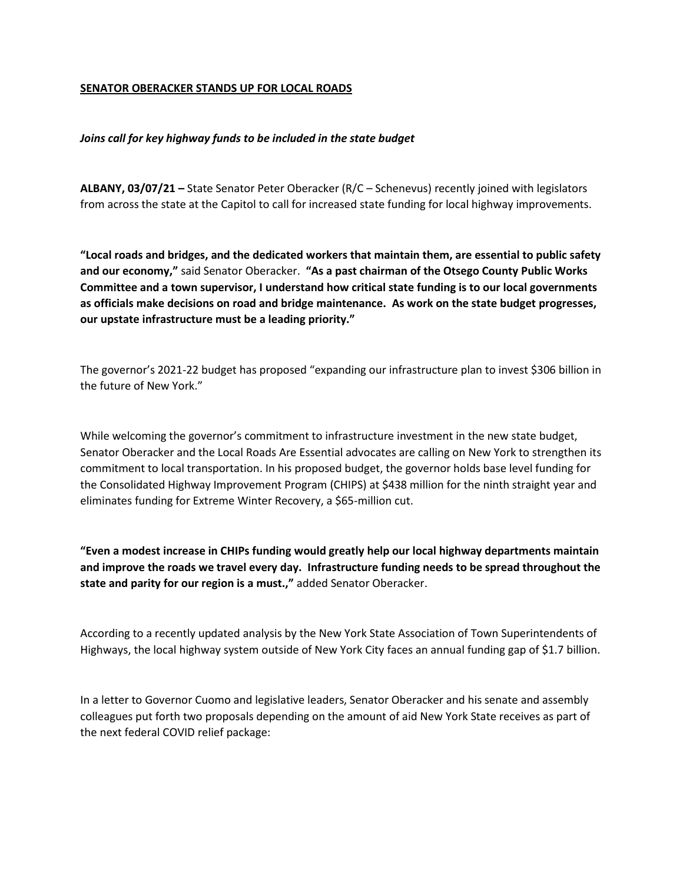**SENATOR OBERACKER STANDS UP FOR LOCAL ROADS**

***Joins call for key highway funds to be included in the state budget***

**ALBANY, 03/07/21 –** State Senator Peter Oberacker (R/C – Schenevus) recently joined with legislators from across the state at the Capitol to call for increased state funding for local highway improvements.

**"Local roads and bridges, and the dedicated workers that maintain them, are essential to public safety and our economy,"** said Senator Oberacker. **"As a past chairman of the Otsego County Public Works Committee and a town supervisor, I understand how critical state funding is to our local governments as officials make decisions on road and bridge maintenance. As work on the state budget progresses, our upstate infrastructure must be a leading priority."**

The governor's 2021-22 budget has proposed "expanding our infrastructure plan to invest $306 billion in the future of New York."

While welcoming the governor's commitment to infrastructure investment in the new state budget, Senator Oberacker and the Local Roads Are Essential advocates are calling on New York to strengthen its commitment to local transportation. In his proposed budget, the governor holds base level funding for the Consolidated Highway Improvement Program (CHIPS) at $438 million for the ninth straight year and eliminates funding for Extreme Winter Recovery, a $65-million cut.

**"Even a modest increase in CHIPs funding would greatly help our local highway departments maintain and improve the roads we travel every day. Infrastructure funding needs to be spread throughout the state and parity for our region is a must.,"** added Senator Oberacker.

According to a recently updated analysis by the New York State Association of Town Superintendents of Highways, the local highway system outside of New York City faces an annual funding gap of $1.7 billion.

In a letter to Governor Cuomo and legislative leaders, Senator Oberacker and his senate and assembly colleagues put forth two proposals depending on the amount of aid New York State receives as part of the next federal COVID relief package: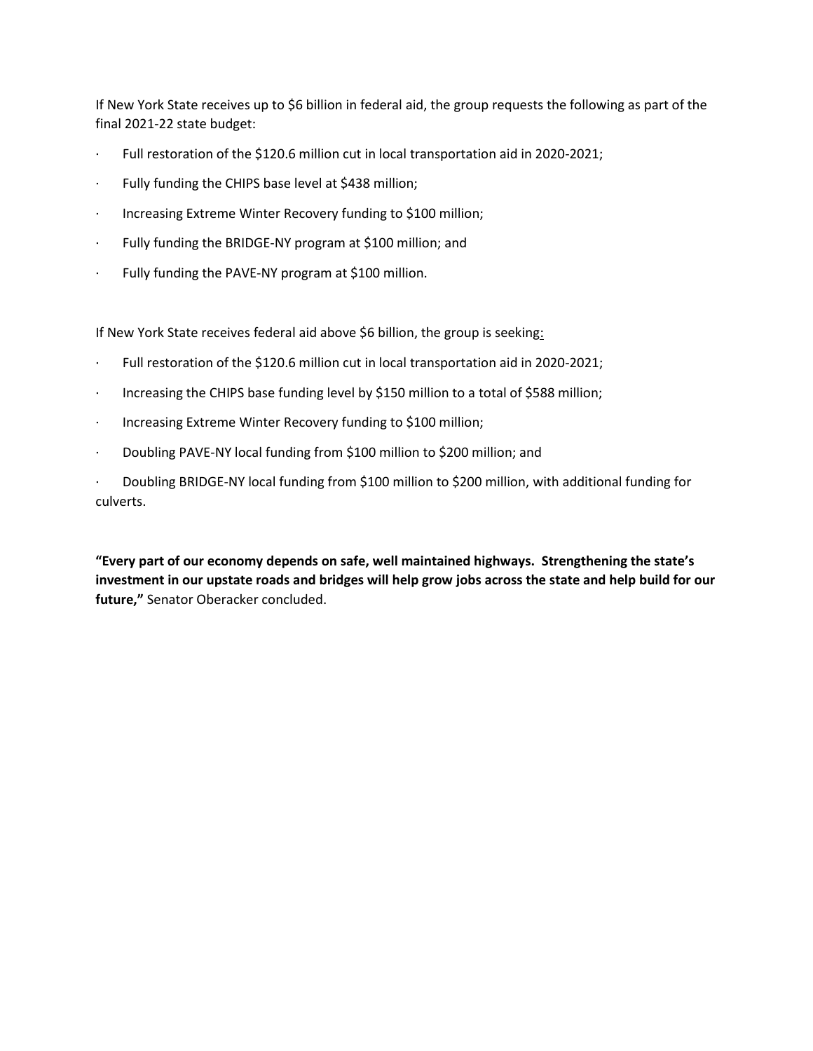If New York State receives up to $6 billion in federal aid, the group requests the following as part of the final 2021-22 state budget:

- Full restoration of the $120.6 million cut in local transportation aid in 2020-2021;
- Fully funding the CHIPS base level at $438 million;
- Increasing Extreme Winter Recovery funding to $100 million;
- Fully funding the BRIDGE-NY program at $100 million; and
- Fully funding the PAVE-NY program at $100 million.

If New York State receives federal aid above $6 billion, the group is seeking:

- Full restoration of the $120.6 million cut in local transportation aid in 2020-2021;
- Increasing the CHIPS base funding level by $150 million to a total of $588 million;
- Increasing Extreme Winter Recovery funding to $100 million;
- Doubling PAVE-NY local funding from $100 million to $200 million; and
- Doubling BRIDGE-NY local funding from $100 million to $200 million, with additional funding for culverts.

**"Every part of our economy depends on safe, well maintained highways. Strengthening the state's investment in our upstate roads and bridges will help grow jobs across the state and help build for our future,"** Senator Oberacker concluded.